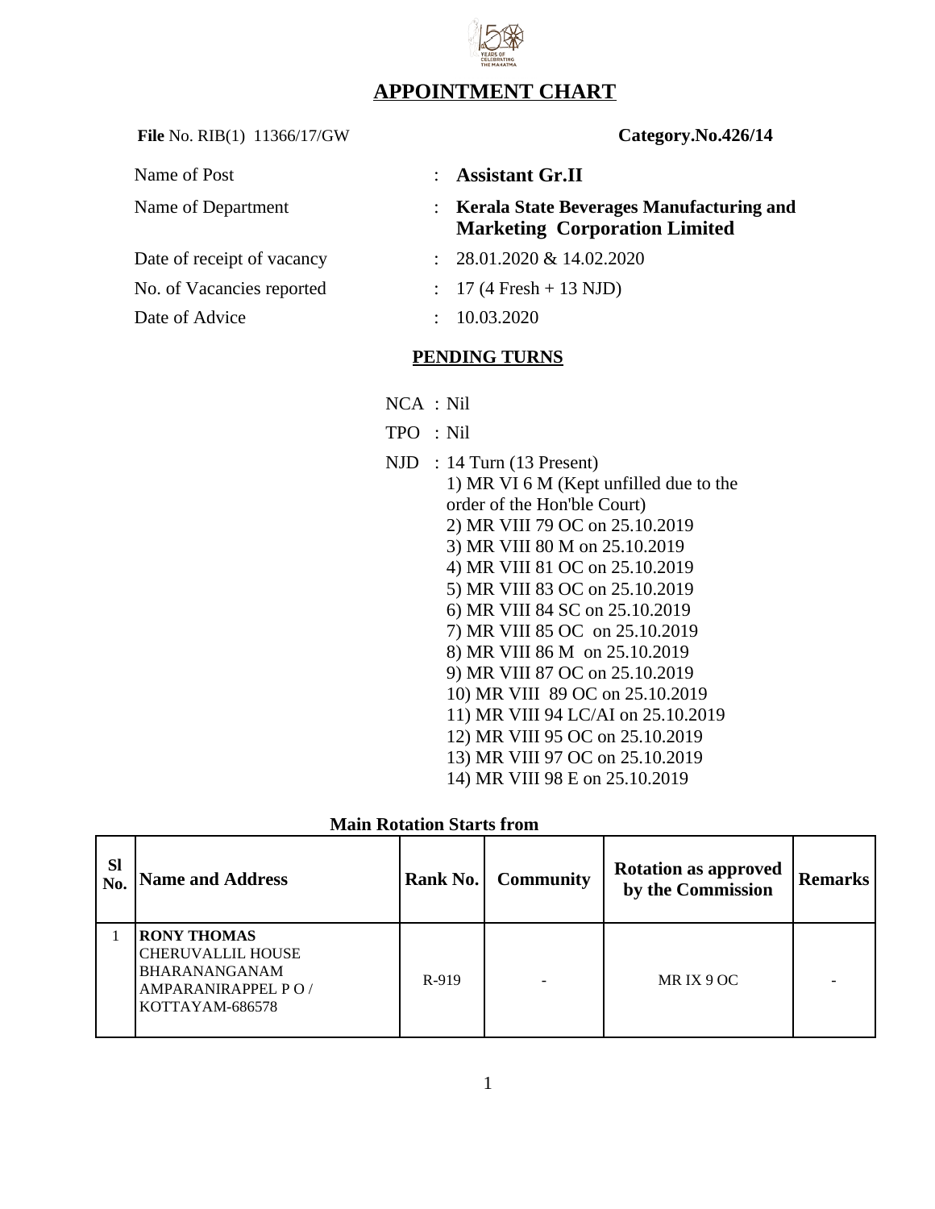# APPOINTMENT CHART

**File** No. RIB(1) 11366/17/GW **Category.No.426/14**

Name of Post : **Assistant Gr.II**

Name of Department : **Kerala State Beverages Manufacturing and Marketing Corporation Limited**

Date of receipt of vacancy : 28.01.2020 & 14.02.2020

No. of Vacancies reported : 17 (4 Fresh + 13 NJD)

Date of Advice : 10.03.2020

## PENDING TURNS

NCA : Nil

TPO : Nil

NJD : 14 Turn (13 Present)

1) MR VI 6 M (Kept unfilled due to the order of the Hon'ble Court)
2) MR VIII 79 OC on 25.10.2019
3) MR VIII 80 M on 25.10.2019
4) MR VIII 81 OC on 25.10.2019
5) MR VIII 83 OC on 25.10.2019
6) MR VIII 84 SC on 25.10.2019
7) MR VIII 85 OC on 25.10.2019
8) MR VIII 86 M on 25.10.2019
9) MR VIII 87 OC on 25.10.2019
10) MR VIII 89 OC on 25.10.2019
11) MR VIII 94 LC/AI on 25.10.2019
12) MR VIII 95 OC on 25.10.2019
13) MR VIII 97 OC on 25.10.2019
14) MR VIII 98 E on 25.10.2019

**Main Rotation Starts from**

| Sl No. | Name and Address | Rank No. | Community | Rotation as approved by the Commission | Remarks |
|---|---|---|---|---|---|
| 1 | **RONY THOMAS** CHERUVALLIL HOUSE BHARANANGANAM AMPARANIRAPPEL P O / KOTTAYAM-686578 | R-919 | - | MR IX 9 OC | - |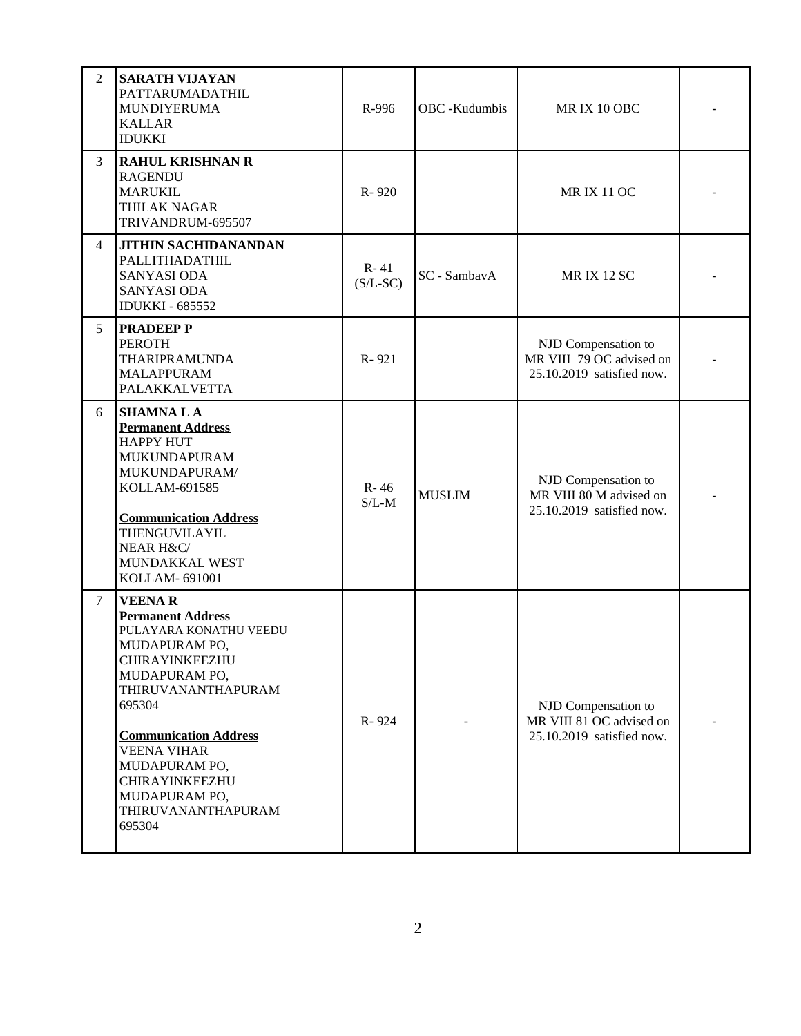| 2 | **SARATH VIJAYAN**<br>PATTARUMADATHIL<br>MUNDIYERUMA<br>KALLAR<br>IDUKKI | R-996 | OBC -Kudumbis | MR IX 10 OBC | - |
|---|---|---|---|---|---|
| 3 | **RAHUL KRISHNAN R**<br>RAGENDU<br>MARUKIL<br>THILAK NAGAR<br>TRIVANDRUM-695507 | R- 920 | | MR IX 11 OC | - |
| 4 | **JITHIN SACHIDANANDAN**<br>PALLITHADATHIL<br>SANYASI ODA<br>SANYASI ODA<br>IDUKKI - 685552 | R- 41<br>(S/L-SC) | SC - SambavA | MR IX 12 SC | - |
| 5 | **PRADEEP P**<br>PEROTH<br>THARIPRAMUNDA<br>MALAPPURAM<br>PALAKKALVETTA | R- 921 | | NJD Compensation to MR VIII 79 OC advised on 25.10.2019 satisfied now. | - |
| 6 | **SHAMNA L A**<br>**Permanent Address**<br>HAPPY HUT<br>MUKUNDAPURAM<br>MUKUNDAPURAM/<br>KOLLAM-691585<br><br>**Communication Address**<br>THENGUVILAYIL<br>NEAR H&C/<br>MUNDAKKAL WEST<br>KOLLAM- 691001 | R- 46<br>S/L-M | MUSLIM | NJD Compensation to MR VIII 80 M advised on 25.10.2019 satisfied now. | - |
| 7 | **VEENA R**<br>**Permanent Address**<br>PULAYARA KONATHU VEEDU<br>MUDAPURAM PO,<br>CHIRAYINKEEZHU<br>MUDAPURAM PO,<br>THIRUVANANTHAPURAM<br>695304<br><br>**Communication Address**<br>VEENA VIHAR<br>MUDAPURAM PO,<br>CHIRAYINKEEZHU<br>MUDAPURAM PO,<br>THIRUVANANTHAPURAM<br>695304 | R- 924 | - | NJD Compensation to MR VIII 81 OC advised on 25.10.2019 satisfied now. | - |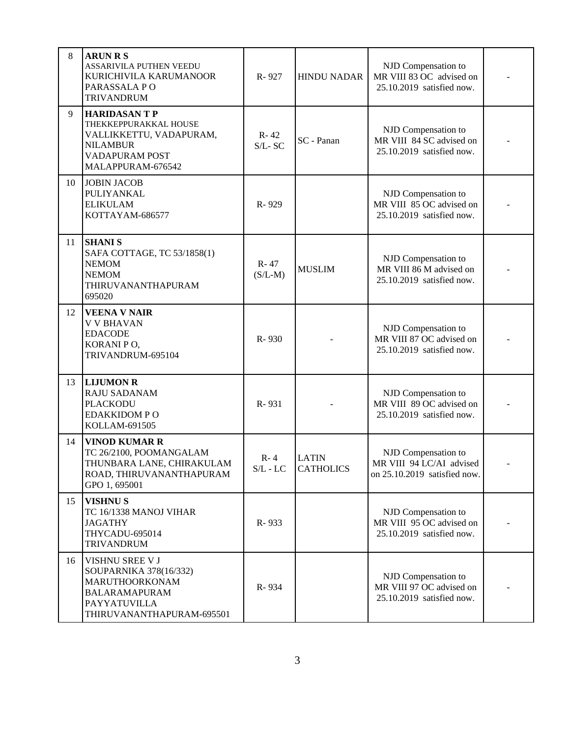| | | | | | |
|---|---|---|---|---|---|
| 8 | **ARUN R S**<br>ASSARIVILA PUTHEN VEEDU<br>KURICHIVILA KARUMANOOR<br>PARASSALA P O<br>TRIVANDRUM | R- 927 | HINDU NADAR | NJD Compensation to MR VIII 83 OC advised on 25.10.2019 satisfied now. | - |
| 9 | **HARIDASAN T P**<br>THEKKEPPURAKKAL HOUSE<br>VALLIKKETTU, VADAPURAM,<br>NILAMBUR<br>VADAPURAM POST<br>MALAPPURAM-676542 | R- 42<br>S/L- SC | SC - Panan | NJD Compensation to MR VIII 84 SC advised on 25.10.2019 satisfied now. | - |
| 10 | JOBIN JACOB<br>PULIYANKAL<br>ELIKULAM<br>KOTTAYAM-686577 | R- 929 | | NJD Compensation to MR VIII 85 OC advised on 25.10.2019 satisfied now. | - |
| 11 | **SHANI S**<br>SAFA COTTAGE, TC 53/1858(1)<br>NEMOM<br>NEMOM<br>THIRUVANANTHAPURAM<br>695020 | R- 47<br>(S/L-M) | MUSLIM | NJD Compensation to MR VIII 86 M advised on 25.10.2019 satisfied now. | - |
| 12 | **VEENA V NAIR**<br>V V BHAVAN<br>EDACODE<br>KORANI P O,<br>TRIVANDRUM-695104 | R- 930 | - | NJD Compensation to MR VIII 87 OC advised on 25.10.2019 satisfied now. | - |
| 13 | **LIJUMON R**<br>RAJU SADANAM<br>PLACKODU<br>EDAKKIDOM P O<br>KOLLAM-691505 | R- 931 | - | NJD Compensation to MR VIII 89 OC advised on 25.10.2019 satisfied now. | - |
| 14 | **VINOD KUMAR R**<br>TC 26/2100, POOMANGALAM<br>THUNBARA LANE, CHIRAKULAM<br>ROAD, THIRUVANANTHAPURAM<br>GPO 1, 695001 | R- 4<br>S/L - LC | LATIN CATHOLICS | NJD Compensation to MR VIII 94 LC/AI advised on 25.10.2019 satisfied now. | - |
| 15 | **VISHNU S**<br>TC 16/1338 MANOJ VIHAR<br>JAGATHY<br>THYCADU-695014<br>TRIVANDRUM | R- 933 | | NJD Compensation to MR VIII 95 OC advised on 25.10.2019 satisfied now. | - |
| 16 | VISHNU SREE V J<br>SOUPARNIKA 378(16/332)<br>MARUTHOORKONAM<br>BALARAMAPURAM<br>PAYYATUVILLA<br>THIRUVANANTHAPURAM-695501 | R- 934 | | NJD Compensation to MR VIII 97 OC advised on 25.10.2019 satisfied now. | - |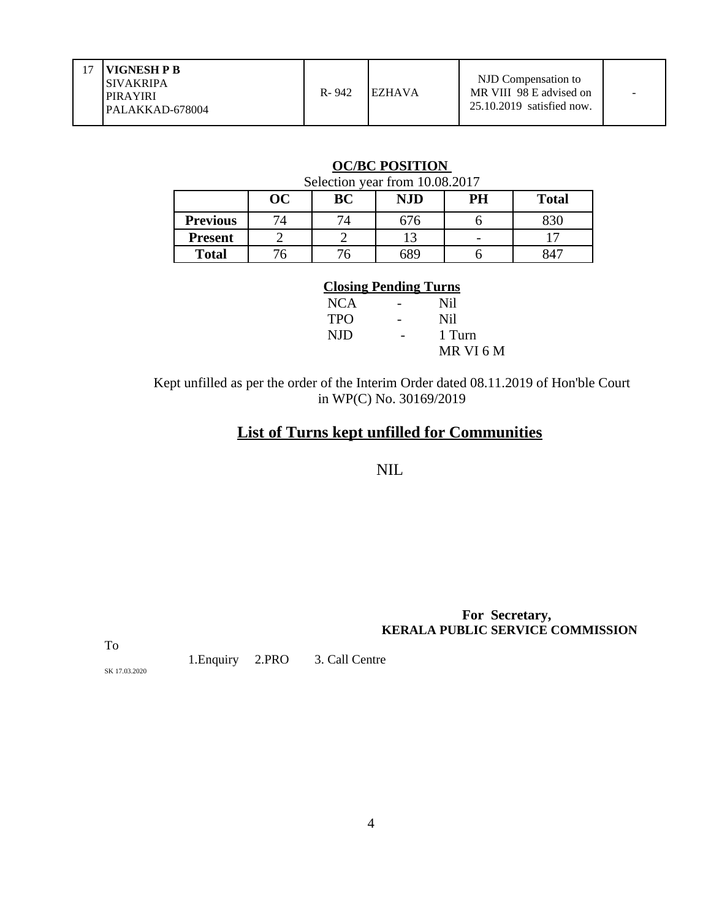| | | | | | |
|---|---|---|---|---|---|
| 17 | **VIGNESH P B**<br>SIVAKRIPA<br>PIRAYIRI<br>PALAKKAD-678004 | R- 942 | EZHAVA | NJD Compensation to MR VIII 98 E advised on 25.10.2019 satisfied now. | - |

**OC/BC POSITION**

Selection year from 10.08.2017

| | OC | BC | NJD | PH | Total |
|---|---|---|---|---|---|
| **Previous** | 74 | 74 | 676 | 6 | 830 |
| **Present** | 2 | 2 | 13 | - | 17 |
| **Total** | 76 | 76 | 689 | 6 | 847 |

**Closing Pending Turns**

NCA - Nil

TPO - Nil

NJD - 1 Turn
MR VI 6 M

Kept unfilled as per the order of the Interim Order dated 08.11.2019 of Hon'ble Court in WP(C) No. 30169/2019

## List of Turns kept unfilled for Communities

NIL

**For Secretary,**
**KERALA PUBLIC SERVICE COMMISSION**

To

1.Enquiry 2.PRO 3. Call Centre

SK 17.03.2020